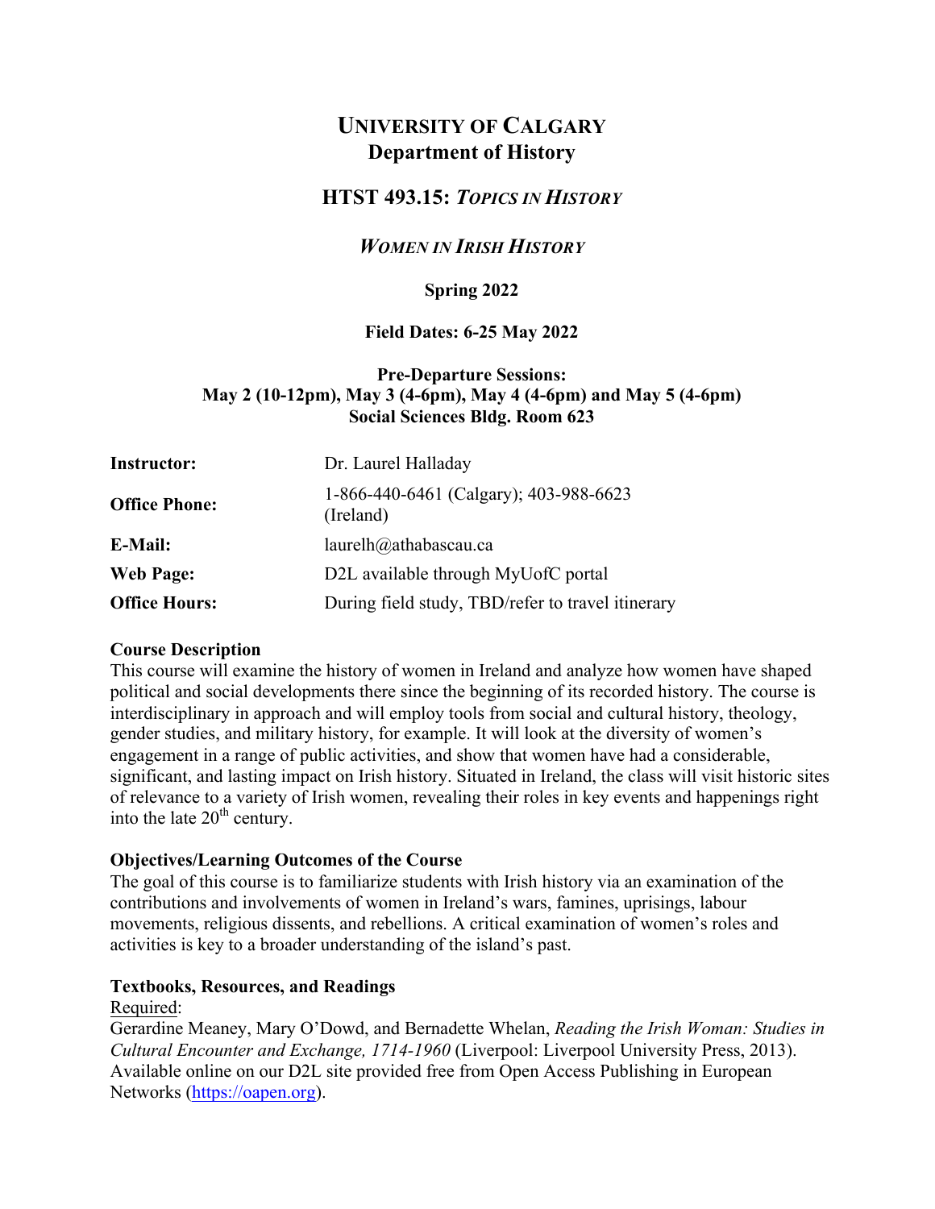# UNIVERSITY OF CALGARY

## Department of History

## HTST 493.15: *TOPICS IN HISTORY*

## *WOMEN IN IRISH HISTORY*

**Spring 2022**

**Field Dates: 6-25 May 2022**

**Pre-Departure Sessions:**
**May 2 (10-12pm), May 3 (4-6pm), May 4 (4-6pm) and May 5 (4-6pm)**
**Social Sciences Bldg. Room 623**

| | |
|---|---|
| **Instructor:** | Dr. Laurel Halladay |
| **Office Phone:** | 1-866-440-6461 (Calgary); 403-988-6623 (Ireland) |
| **E-Mail:** | laurelh@athabascau.ca |
| **Web Page:** | D2L available through MyUofC portal |
| **Office Hours:** | During field study, TBD/refer to travel itinerary |

**Course Description**

This course will examine the history of women in Ireland and analyze how women have shaped political and social developments there since the beginning of its recorded history. The course is interdisciplinary in approach and will employ tools from social and cultural history, theology, gender studies, and military history, for example. It will look at the diversity of women's engagement in a range of public activities, and show that women have had a considerable, significant, and lasting impact on Irish history. Situated in Ireland, the class will visit historic sites of relevance to a variety of Irish women, revealing their roles in key events and happenings right into the late 20th century.

**Objectives/Learning Outcomes of the Course**

The goal of this course is to familiarize students with Irish history via an examination of the contributions and involvements of women in Ireland's wars, famines, uprisings, labour movements, religious dissents, and rebellions. A critical examination of women's roles and activities is key to a broader understanding of the island's past.

**Textbooks, Resources, and Readings**

Required:

Gerardine Meaney, Mary O'Dowd, and Bernadette Whelan, *Reading the Irish Woman: Studies in Cultural Encounter and Exchange, 1714-1960* (Liverpool: Liverpool University Press, 2013). Available online on our D2L site provided free from Open Access Publishing in European Networks (https://oapen.org).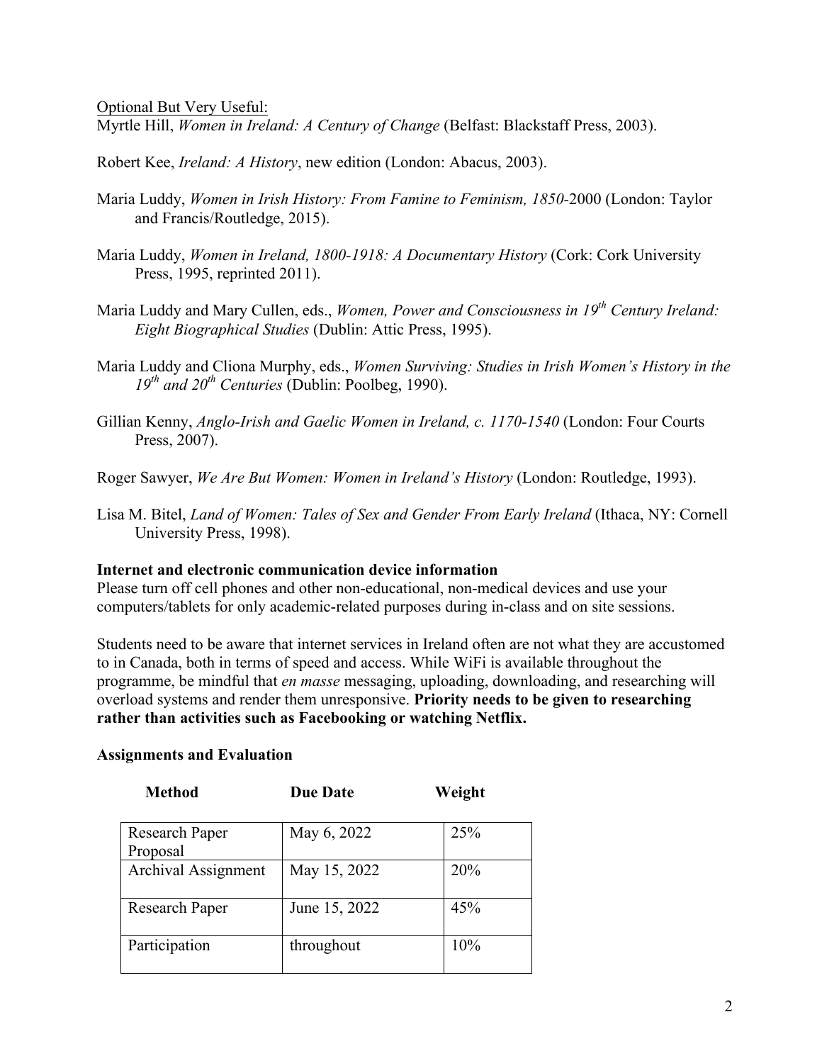Optional But Very Useful:

Myrtle Hill, *Women in Ireland: A Century of Change* (Belfast: Blackstaff Press, 2003).

Robert Kee, *Ireland: A History*, new edition (London: Abacus, 2003).

Maria Luddy, *Women in Irish History: From Famine to Feminism, 1850*-2000 (London: Taylor and Francis/Routledge, 2015).

Maria Luddy, *Women in Ireland, 1800-1918: A Documentary History* (Cork: Cork University Press, 1995, reprinted 2011).

Maria Luddy and Mary Cullen, eds., *Women, Power and Consciousness in 19th Century Ireland: Eight Biographical Studies* (Dublin: Attic Press, 1995).

Maria Luddy and Cliona Murphy, eds., *Women Surviving: Studies in Irish Women's History in the 19th and 20th Centuries* (Dublin: Poolbeg, 1990).

Gillian Kenny, *Anglo-Irish and Gaelic Women in Ireland, c. 1170-1540* (London: Four Courts Press, 2007).

Roger Sawyer, *We Are But Women: Women in Ireland's History* (London: Routledge, 1993).

Lisa M. Bitel, *Land of Women: Tales of Sex and Gender From Early Ireland* (Ithaca, NY: Cornell University Press, 1998).

**Internet and electronic communication device information**

Please turn off cell phones and other non-educational, non-medical devices and use your computers/tablets for only academic-related purposes during in-class and on site sessions.

Students need to be aware that internet services in Ireland often are not what they are accustomed to in Canada, both in terms of speed and access. While WiFi is available throughout the programme, be mindful that *en masse* messaging, uploading, downloading, and researching will overload systems and render them unresponsive. **Priority needs to be given to researching rather than activities such as Facebooking or watching Netflix.**

**Assignments and Evaluation**

| **Method** | **Due Date** | **Weight** |
|---|---|---|
| Research Paper Proposal | May 6, 2022 | 25% |
| Archival Assignment | May 15, 2022 | 20% |
| Research Paper | June 15, 2022 | 45% |
| Participation | throughout | 10% |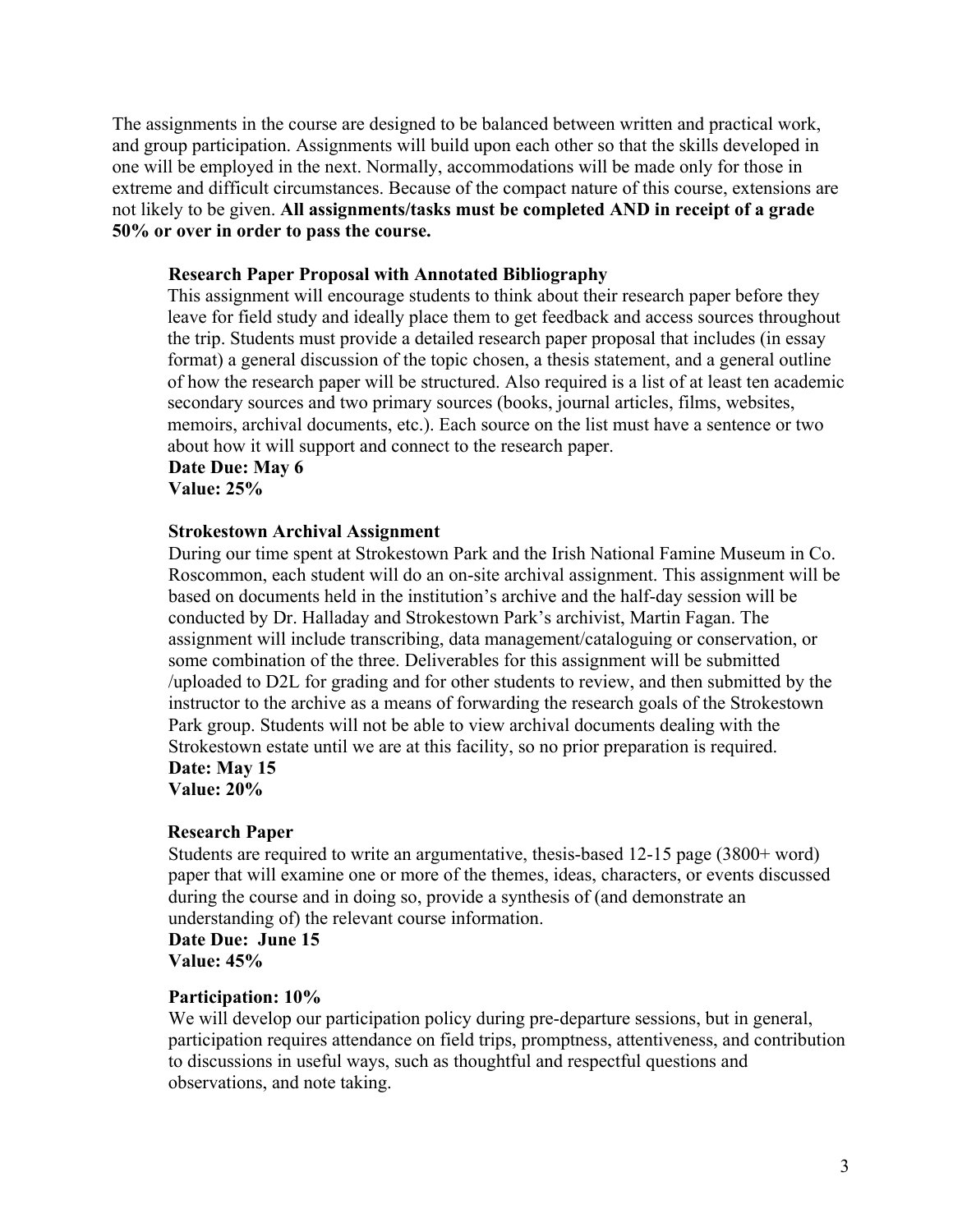The assignments in the course are designed to be balanced between written and practical work, and group participation. Assignments will build upon each other so that the skills developed in one will be employed in the next. Normally, accommodations will be made only for those in extreme and difficult circumstances. Because of the compact nature of this course, extensions are not likely to be given. **All assignments/tasks must be completed AND in receipt of a grade 50% or over in order to pass the course.**

**Research Paper Proposal with Annotated Bibliography**

This assignment will encourage students to think about their research paper before they leave for field study and ideally place them to get feedback and access sources throughout the trip. Students must provide a detailed research paper proposal that includes (in essay format) a general discussion of the topic chosen, a thesis statement, and a general outline of how the research paper will be structured. Also required is a list of at least ten academic secondary sources and two primary sources (books, journal articles, films, websites, memoirs, archival documents, etc.). Each source on the list must have a sentence or two about how it will support and connect to the research paper.

**Date Due: May 6**
**Value: 25%**

**Strokestown Archival Assignment**

During our time spent at Strokestown Park and the Irish National Famine Museum in Co. Roscommon, each student will do an on-site archival assignment. This assignment will be based on documents held in the institution's archive and the half-day session will be conducted by Dr. Halladay and Strokestown Park's archivist, Martin Fagan. The assignment will include transcribing, data management/cataloguing or conservation, or some combination of the three. Deliverables for this assignment will be submitted /uploaded to D2L for grading and for other students to review, and then submitted by the instructor to the archive as a means of forwarding the research goals of the Strokestown Park group. Students will not be able to view archival documents dealing with the Strokestown estate until we are at this facility, so no prior preparation is required.

**Date: May 15**
**Value: 20%**

**Research Paper**

Students are required to write an argumentative, thesis-based 12-15 page (3800+ word) paper that will examine one or more of the themes, ideas, characters, or events discussed during the course and in doing so, provide a synthesis of (and demonstrate an understanding of) the relevant course information.

**Date Due: June 15**
**Value: 45%**

**Participation: 10%**

We will develop our participation policy during pre-departure sessions, but in general, participation requires attendance on field trips, promptness, attentiveness, and contribution to discussions in useful ways, such as thoughtful and respectful questions and observations, and note taking.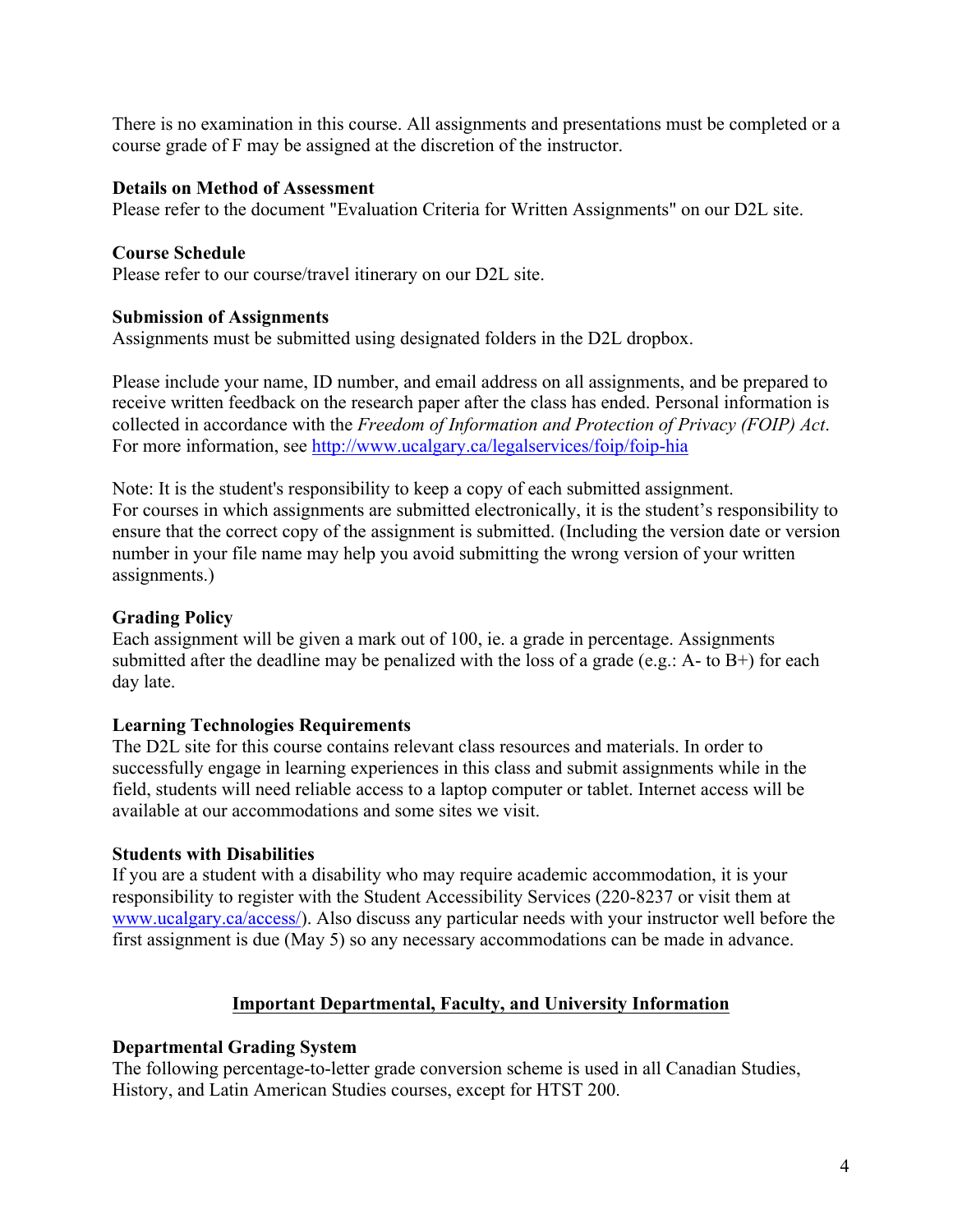There is no examination in this course. All assignments and presentations must be completed or a course grade of F may be assigned at the discretion of the instructor.

**Details on Method of Assessment**
Please refer to the document "Evaluation Criteria for Written Assignments" on our D2L site.

**Course Schedule**
Please refer to our course/travel itinerary on our D2L site.

**Submission of Assignments**
Assignments must be submitted using designated folders in the D2L dropbox.

Please include your name, ID number, and email address on all assignments, and be prepared to receive written feedback on the research paper after the class has ended. Personal information is collected in accordance with the *Freedom of Information and Protection of Privacy (FOIP) Act*. For more information, see http://www.ucalgary.ca/legalservices/foip/foip-hia

Note: It is the student's responsibility to keep a copy of each submitted assignment.
For courses in which assignments are submitted electronically, it is the student's responsibility to ensure that the correct copy of the assignment is submitted. (Including the version date or version number in your file name may help you avoid submitting the wrong version of your written assignments.)

**Grading Policy**
Each assignment will be given a mark out of 100, ie. a grade in percentage. Assignments submitted after the deadline may be penalized with the loss of a grade (e.g.: A- to B+) for each day late.

**Learning Technologies Requirements**
The D2L site for this course contains relevant class resources and materials. In order to successfully engage in learning experiences in this class and submit assignments while in the field, students will need reliable access to a laptop computer or tablet. Internet access will be available at our accommodations and some sites we visit.

**Students with Disabilities**
If you are a student with a disability who may require academic accommodation, it is your responsibility to register with the Student Accessibility Services (220-8237 or visit them at www.ucalgary.ca/access/). Also discuss any particular needs with your instructor well before the first assignment is due (May 5) so any necessary accommodations can be made in advance.

## Important Departmental, Faculty, and University Information

**Departmental Grading System**
The following percentage-to-letter grade conversion scheme is used in all Canadian Studies, History, and Latin American Studies courses, except for HTST 200.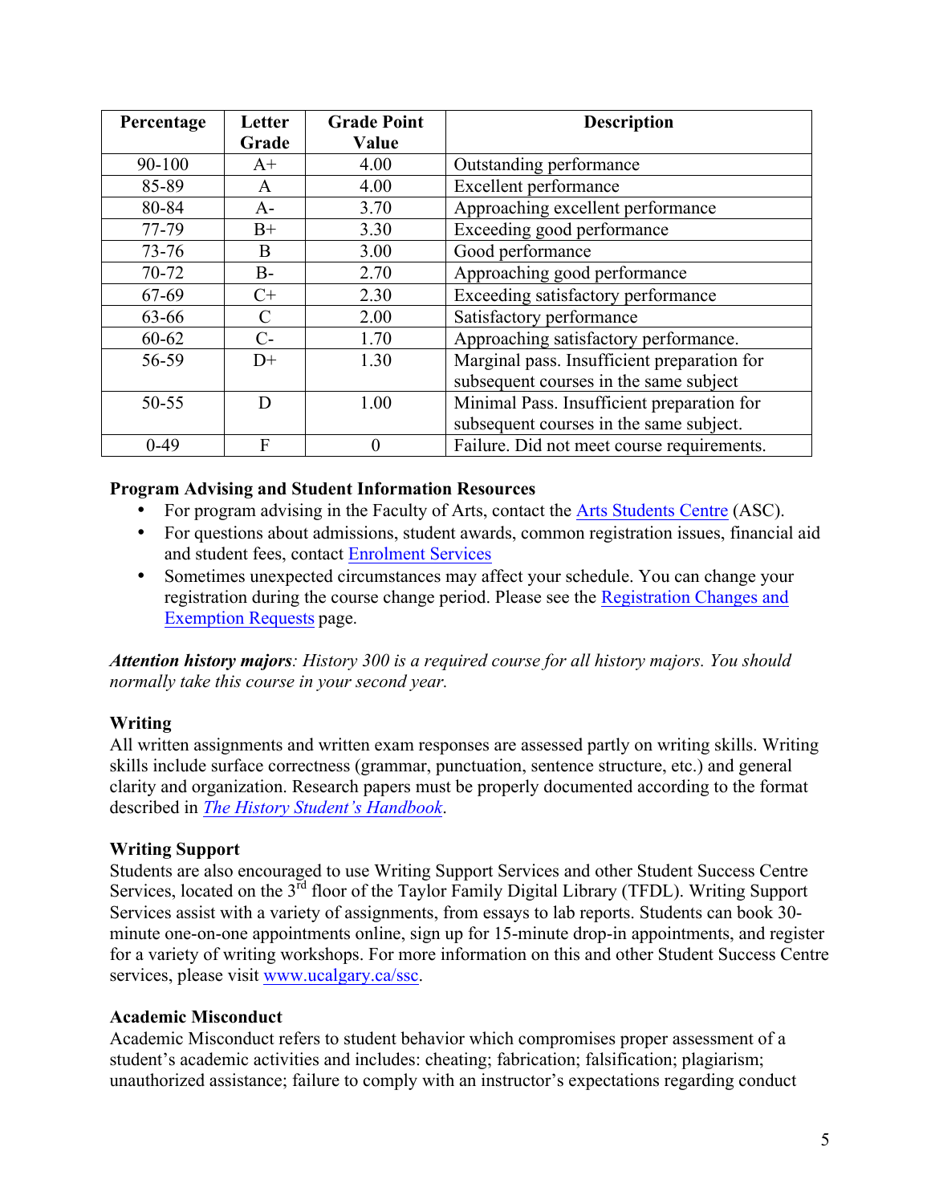| Percentage | Letter Grade | Grade Point Value | Description |
|---|---|---|---|
| 90-100 | A+ | 4.00 | Outstanding performance |
| 85-89 | A | 4.00 | Excellent performance |
| 80-84 | A- | 3.70 | Approaching excellent performance |
| 77-79 | B+ | 3.30 | Exceeding good performance |
| 73-76 | B | 3.00 | Good performance |
| 70-72 | B- | 2.70 | Approaching good performance |
| 67-69 | C+ | 2.30 | Exceeding satisfactory performance |
| 63-66 | C | 2.00 | Satisfactory performance |
| 60-62 | C- | 1.70 | Approaching satisfactory performance. |
| 56-59 | D+ | 1.30 | Marginal pass. Insufficient preparation for subsequent courses in the same subject |
| 50-55 | D | 1.00 | Minimal Pass. Insufficient preparation for subsequent courses in the same subject. |
| 0-49 | F | 0 | Failure. Did not meet course requirements. |

### Program Advising and Student Information Resources

- For program advising in the Faculty of Arts, contact the Arts Students Centre (ASC).
- For questions about admissions, student awards, common registration issues, financial aid and student fees, contact Enrolment Services
- Sometimes unexpected circumstances may affect your schedule. You can change your registration during the course change period. Please see the Registration Changes and Exemption Requests page.

***Attention history majors**: History 300 is a required course for all history majors. You should normally take this course in your second year.*

### Writing

All written assignments and written exam responses are assessed partly on writing skills. Writing skills include surface correctness (grammar, punctuation, sentence structure, etc.) and general clarity and organization. Research papers must be properly documented according to the format described in *The History Student's Handbook*.

### Writing Support

Students are also encouraged to use Writing Support Services and other Student Success Centre Services, located on the 3rd floor of the Taylor Family Digital Library (TFDL). Writing Support Services assist with a variety of assignments, from essays to lab reports. Students can book 30-minute one-on-one appointments online, sign up for 15-minute drop-in appointments, and register for a variety of writing workshops. For more information on this and other Student Success Centre services, please visit www.ucalgary.ca/ssc.

### Academic Misconduct

Academic Misconduct refers to student behavior which compromises proper assessment of a student's academic activities and includes: cheating; fabrication; falsification; plagiarism; unauthorized assistance; failure to comply with an instructor's expectations regarding conduct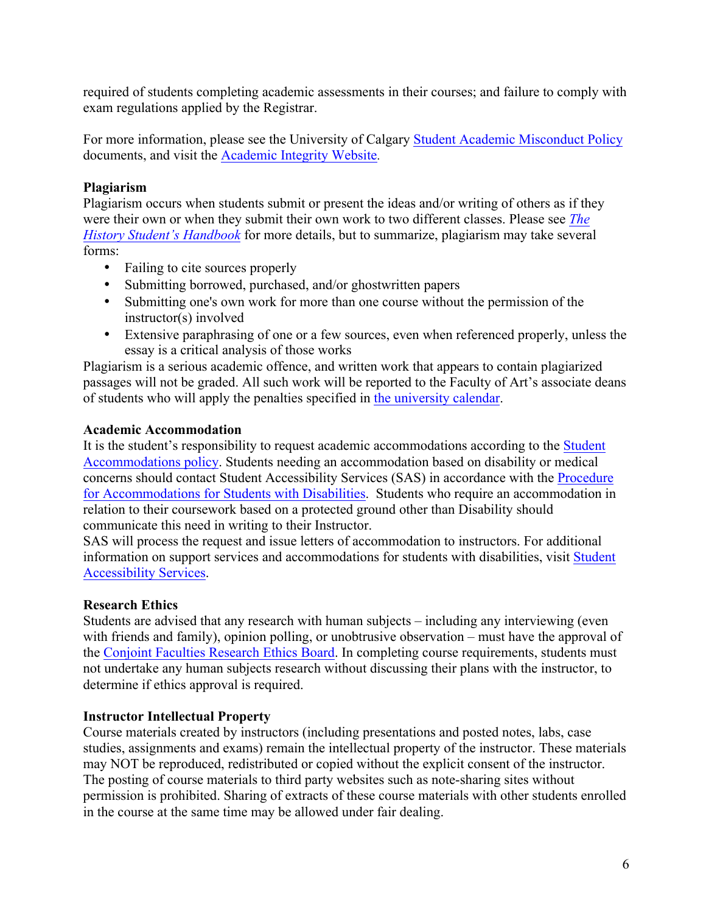required of students completing academic assessments in their courses; and failure to comply with exam regulations applied by the Registrar.

For more information, please see the University of Calgary Student Academic Misconduct Policy documents, and visit the Academic Integrity Website.

**Plagiarism**

Plagiarism occurs when students submit or present the ideas and/or writing of others as if they were their own or when they submit their own work to two different classes. Please see *The History Student's Handbook* for more details, but to summarize, plagiarism may take several forms:

- Failing to cite sources properly
- Submitting borrowed, purchased, and/or ghostwritten papers
- Submitting one's own work for more than one course without the permission of the instructor(s) involved
- Extensive paraphrasing of one or a few sources, even when referenced properly, unless the essay is a critical analysis of those works

Plagiarism is a serious academic offence, and written work that appears to contain plagiarized passages will not be graded. All such work will be reported to the Faculty of Art's associate deans of students who will apply the penalties specified in the university calendar.

**Academic Accommodation**

It is the student's responsibility to request academic accommodations according to the Student Accommodations policy. Students needing an accommodation based on disability or medical concerns should contact Student Accessibility Services (SAS) in accordance with the Procedure for Accommodations for Students with Disabilities. Students who require an accommodation in relation to their coursework based on a protected ground other than Disability should communicate this need in writing to their Instructor.

SAS will process the request and issue letters of accommodation to instructors. For additional information on support services and accommodations for students with disabilities, visit Student Accessibility Services.

**Research Ethics**

Students are advised that any research with human subjects – including any interviewing (even with friends and family), opinion polling, or unobtrusive observation – must have the approval of the Conjoint Faculties Research Ethics Board. In completing course requirements, students must not undertake any human subjects research without discussing their plans with the instructor, to determine if ethics approval is required.

**Instructor Intellectual Property**

Course materials created by instructors (including presentations and posted notes, labs, case studies, assignments and exams) remain the intellectual property of the instructor. These materials may NOT be reproduced, redistributed or copied without the explicit consent of the instructor. The posting of course materials to third party websites such as note-sharing sites without permission is prohibited. Sharing of extracts of these course materials with other students enrolled in the course at the same time may be allowed under fair dealing.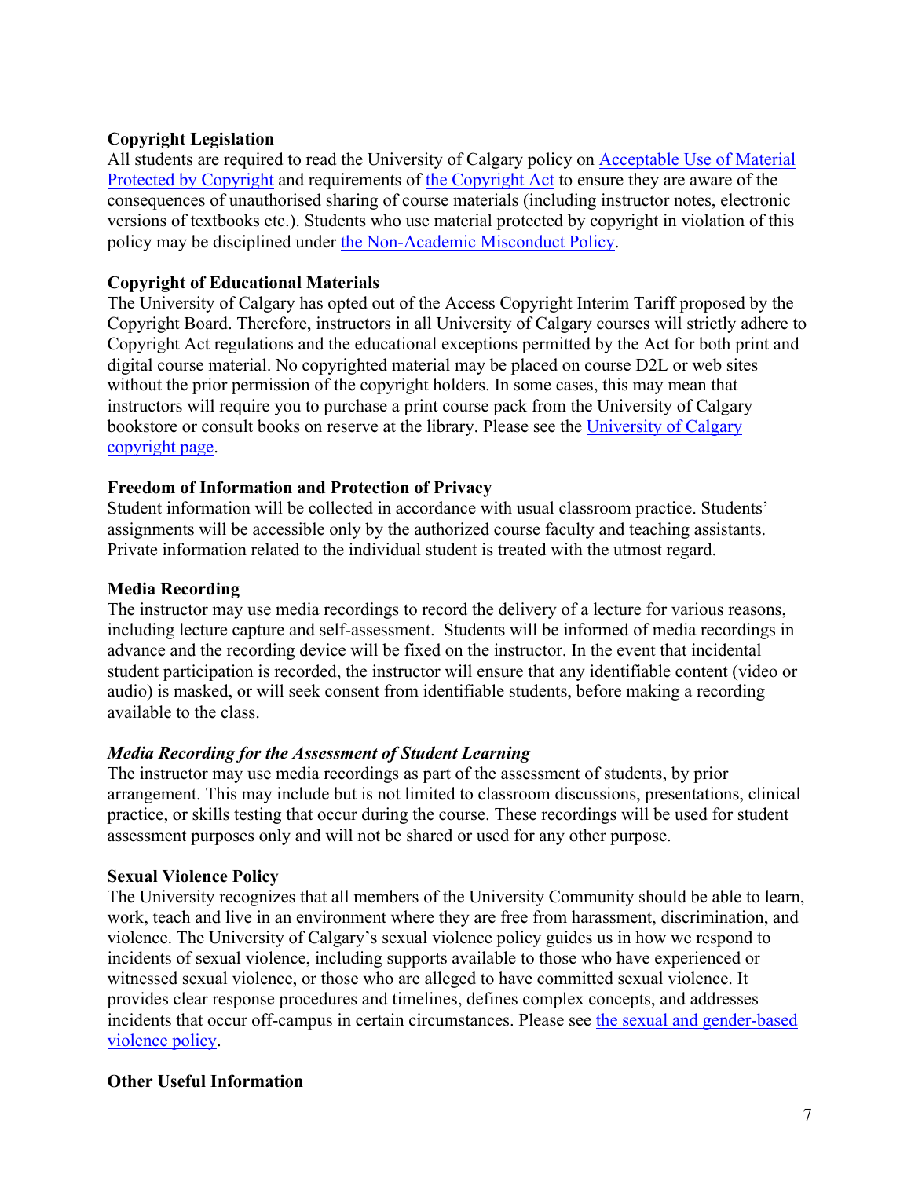**Copyright Legislation**
All students are required to read the University of Calgary policy on Acceptable Use of Material Protected by Copyright and requirements of the Copyright Act to ensure they are aware of the consequences of unauthorised sharing of course materials (including instructor notes, electronic versions of textbooks etc.). Students who use material protected by copyright in violation of this policy may be disciplined under the Non-Academic Misconduct Policy.

**Copyright of Educational Materials**
The University of Calgary has opted out of the Access Copyright Interim Tariff proposed by the Copyright Board. Therefore, instructors in all University of Calgary courses will strictly adhere to Copyright Act regulations and the educational exceptions permitted by the Act for both print and digital course material. No copyrighted material may be placed on course D2L or web sites without the prior permission of the copyright holders. In some cases, this may mean that instructors will require you to purchase a print course pack from the University of Calgary bookstore or consult books on reserve at the library. Please see the University of Calgary copyright page.

**Freedom of Information and Protection of Privacy**
Student information will be collected in accordance with usual classroom practice. Students' assignments will be accessible only by the authorized course faculty and teaching assistants. Private information related to the individual student is treated with the utmost regard.

**Media Recording**
The instructor may use media recordings to record the delivery of a lecture for various reasons, including lecture capture and self-assessment. Students will be informed of media recordings in advance and the recording device will be fixed on the instructor. In the event that incidental student participation is recorded, the instructor will ensure that any identifiable content (video or audio) is masked, or will seek consent from identifiable students, before making a recording available to the class.

***Media Recording for the Assessment of Student Learning***
The instructor may use media recordings as part of the assessment of students, by prior arrangement. This may include but is not limited to classroom discussions, presentations, clinical practice, or skills testing that occur during the course. These recordings will be used for student assessment purposes only and will not be shared or used for any other purpose.

**Sexual Violence Policy**
The University recognizes that all members of the University Community should be able to learn, work, teach and live in an environment where they are free from harassment, discrimination, and violence. The University of Calgary's sexual violence policy guides us in how we respond to incidents of sexual violence, including supports available to those who have experienced or witnessed sexual violence, or those who are alleged to have committed sexual violence. It provides clear response procedures and timelines, defines complex concepts, and addresses incidents that occur off-campus in certain circumstances. Please see the sexual and gender-based violence policy.

**Other Useful Information**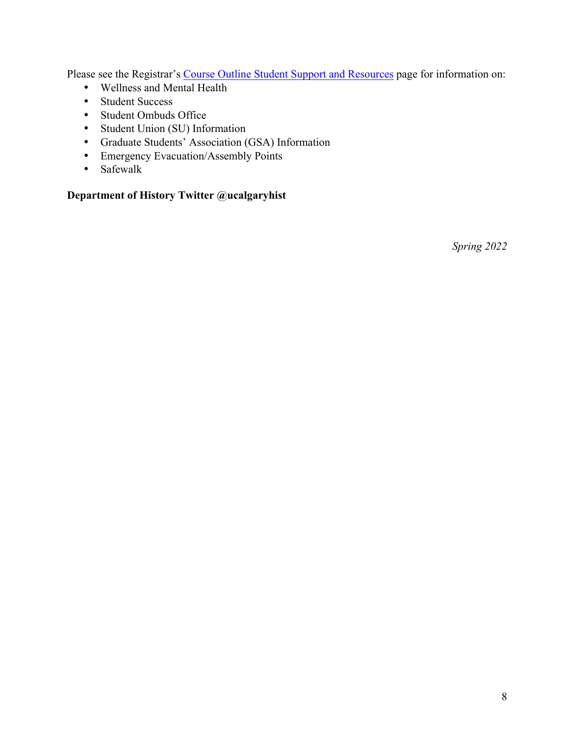Please see the Registrar's Course Outline Student Support and Resources page for information on:

- Wellness and Mental Health
- Student Success
- Student Ombuds Office
- Student Union (SU) Information
- Graduate Students' Association (GSA) Information
- Emergency Evacuation/Assembly Points
- Safewalk

**Department of History Twitter @ucalgaryhist**

*Spring 2022*